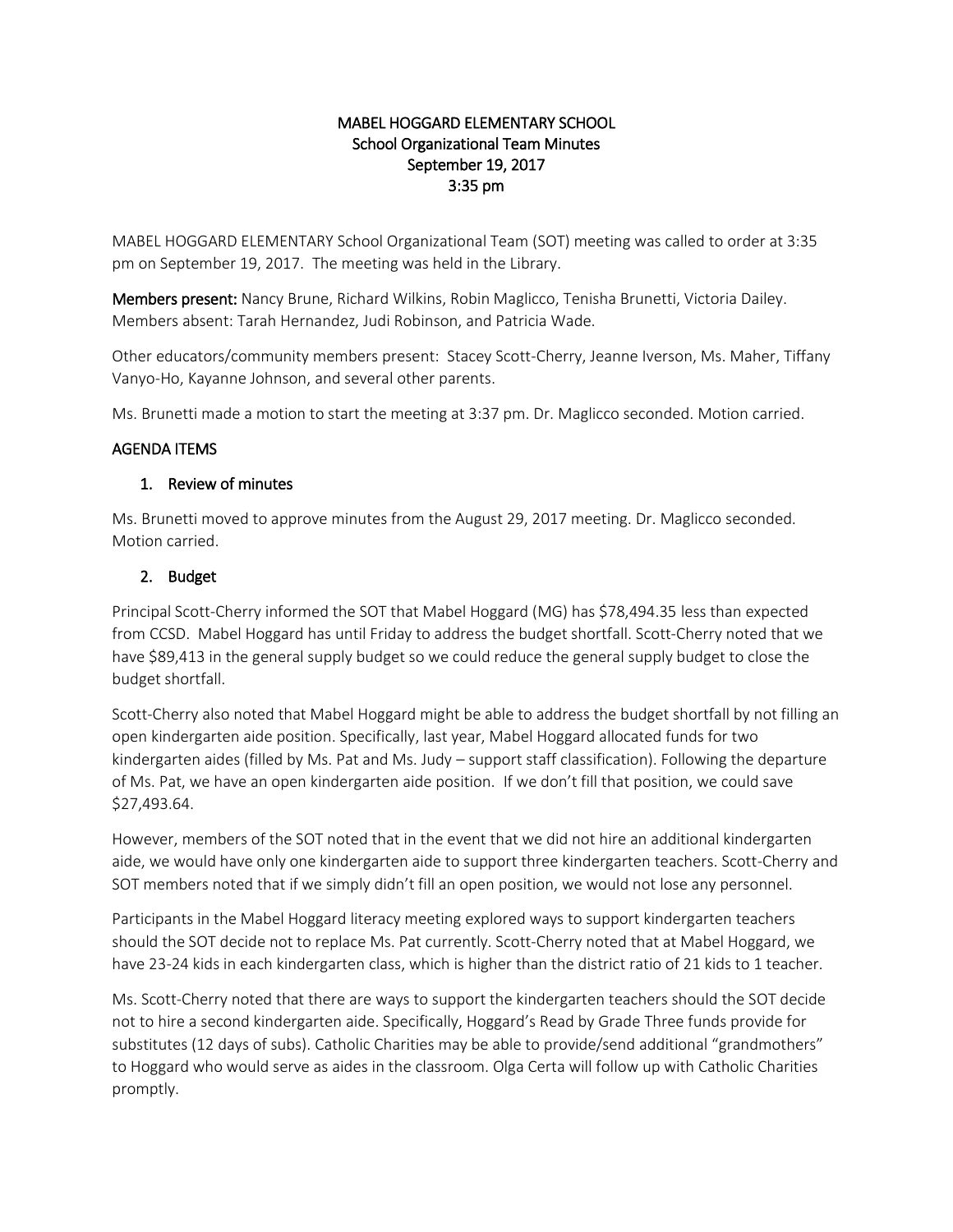# MABEL HOGGARD ELEMENTARY SCHOOL
## School Organizational Team Minutes
## September 19, 2017
## 3:35 pm

MABEL HOGGARD ELEMENTARY School Organizational Team (SOT) meeting was called to order at 3:35 pm on September 19, 2017. The meeting was held in the Library.

**Members present:** Nancy Brune, Richard Wilkins, Robin Maglicco, Tenisha Brunetti, Victoria Dailey. Members absent: Tarah Hernandez, Judi Robinson, and Patricia Wade.

Other educators/community members present: Stacey Scott-Cherry, Jeanne Iverson, Ms. Maher, Tiffany Vanyo-Ho, Kayanne Johnson, and several other parents.

Ms. Brunetti made a motion to start the meeting at 3:37 pm. Dr. Maglicco seconded. Motion carried.

### AGENDA ITEMS

1. Review of minutes

Ms. Brunetti moved to approve minutes from the August 29, 2017 meeting. Dr. Maglicco seconded. Motion carried.

2. Budget

Principal Scott-Cherry informed the SOT that Mabel Hoggard (MG) has $78,494.35 less than expected from CCSD. Mabel Hoggard has until Friday to address the budget shortfall. Scott-Cherry noted that we have $89,413 in the general supply budget so we could reduce the general supply budget to close the budget shortfall.

Scott-Cherry also noted that Mabel Hoggard might be able to address the budget shortfall by not filling an open kindergarten aide position. Specifically, last year, Mabel Hoggard allocated funds for two kindergarten aides (filled by Ms. Pat and Ms. Judy – support staff classification). Following the departure of Ms. Pat, we have an open kindergarten aide position. If we don't fill that position, we could save $27,493.64.

However, members of the SOT noted that in the event that we did not hire an additional kindergarten aide, we would have only one kindergarten aide to support three kindergarten teachers. Scott-Cherry and SOT members noted that if we simply didn't fill an open position, we would not lose any personnel.

Participants in the Mabel Hoggard literacy meeting explored ways to support kindergarten teachers should the SOT decide not to replace Ms. Pat currently. Scott-Cherry noted that at Mabel Hoggard, we have 23-24 kids in each kindergarten class, which is higher than the district ratio of 21 kids to 1 teacher.

Ms. Scott-Cherry noted that there are ways to support the kindergarten teachers should the SOT decide not to hire a second kindergarten aide. Specifically, Hoggard's Read by Grade Three funds provide for substitutes (12 days of subs). Catholic Charities may be able to provide/send additional "grandmothers" to Hoggard who would serve as aides in the classroom. Olga Certa will follow up with Catholic Charities promptly.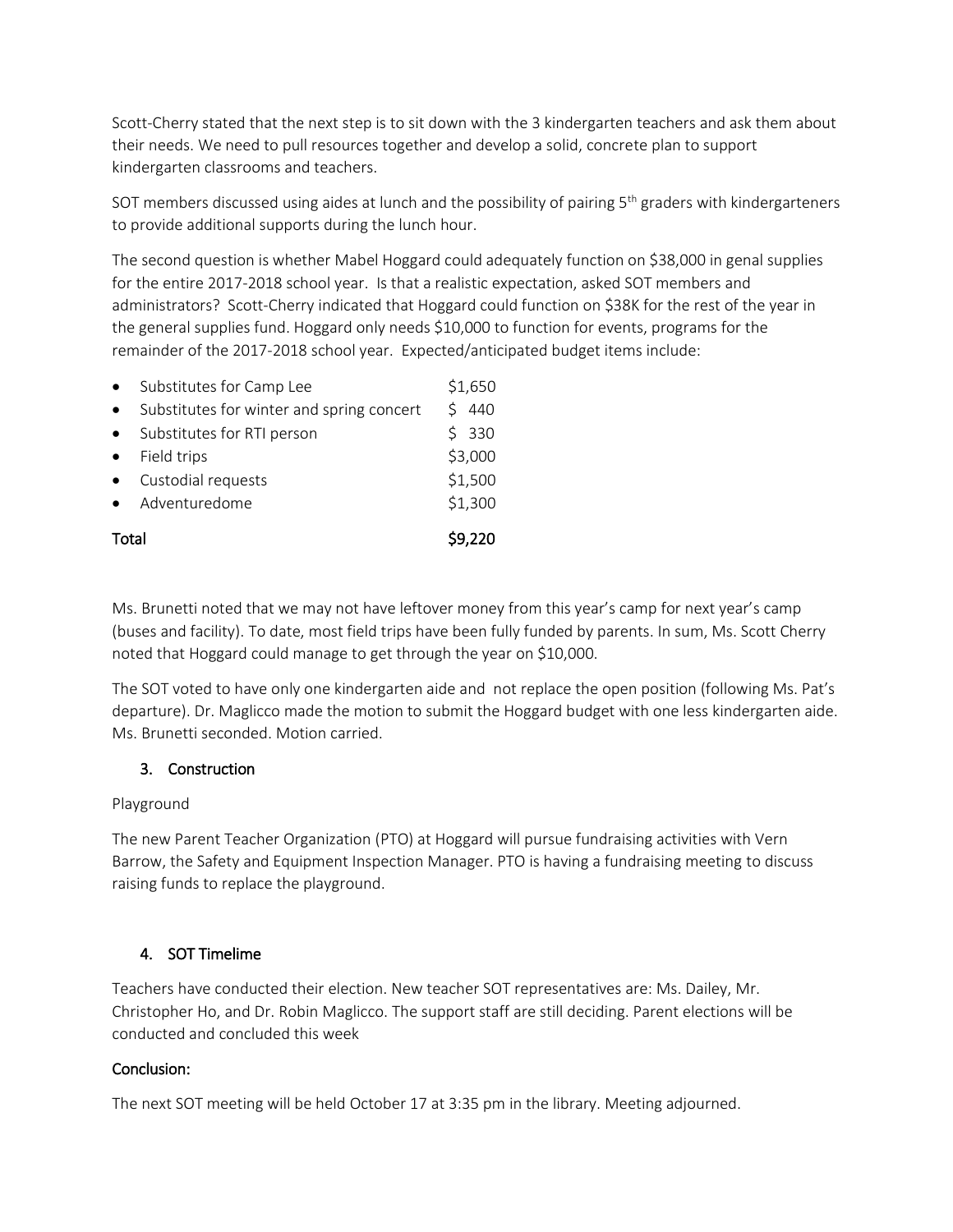Scott-Cherry stated that the next step is to sit down with the 3 kindergarten teachers and ask them about their needs. We need to pull resources together and develop a solid, concrete plan to support kindergarten classrooms and teachers.

SOT members discussed using aides at lunch and the possibility of pairing 5th graders with kindergarteners to provide additional supports during the lunch hour.

The second question is whether Mabel Hoggard could adequately function on $38,000 in genal supplies for the entire 2017-2018 school year. Is that a realistic expectation, asked SOT members and administrators? Scott-Cherry indicated that Hoggard could function on $38K for the rest of the year in the general supplies fund. Hoggard only needs $10,000 to function for events, programs for the remainder of the 2017-2018 school year. Expected/anticipated budget items include:

| | |
|---|---|
| • Substitutes for Camp Lee | $1,650 |
| • Substitutes for winter and spring concert | $ 440 |
| • Substitutes for RTI person | $ 330 |
| • Field trips | $3,000 |
| • Custodial requests | $1,500 |
| • Adventuredome | $1,300 |
| **Total** | **$9,220** |

Ms. Brunetti noted that we may not have leftover money from this year's camp for next year's camp (buses and facility). To date, most field trips have been fully funded by parents. In sum, Ms. Scott Cherry noted that Hoggard could manage to get through the year on $10,000.

The SOT voted to have only one kindergarten aide and not replace the open position (following Ms. Pat's departure). Dr. Maglicco made the motion to submit the Hoggard budget with one less kindergarten aide. Ms. Brunetti seconded. Motion carried.

### 3. Construction

Playground

The new Parent Teacher Organization (PTO) at Hoggard will pursue fundraising activities with Vern Barrow, the Safety and Equipment Inspection Manager. PTO is having a fundraising meeting to discuss raising funds to replace the playground.

### 4. SOT Timelime

Teachers have conducted their election. New teacher SOT representatives are: Ms. Dailey, Mr. Christopher Ho, and Dr. Robin Maglicco. The support staff are still deciding. Parent elections will be conducted and concluded this week

### Conclusion:

The next SOT meeting will be held October 17 at 3:35 pm in the library. Meeting adjourned.